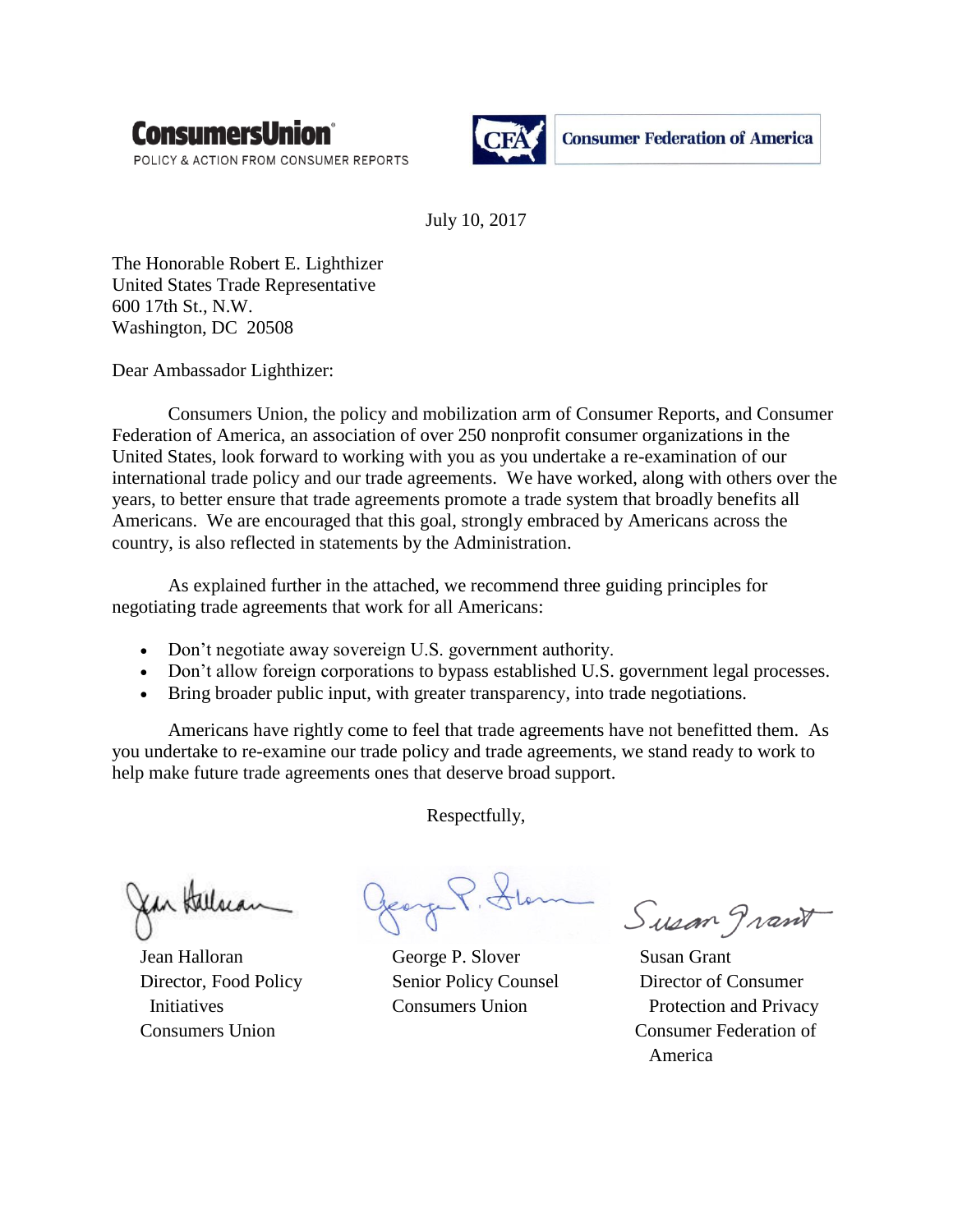**ConsumersUnion**
POLICY & ACTION FROM CONSUMER REPORTS

**CFA Consumer Federation of America**

July 10, 2017

The Honorable Robert E. Lighthizer
United States Trade Representative
600 17th St., N.W.
Washington, DC 20508

Dear Ambassador Lighthizer:

Consumers Union, the policy and mobilization arm of Consumer Reports, and Consumer Federation of America, an association of over 250 nonprofit consumer organizations in the United States, look forward to working with you as you undertake a re-examination of our international trade policy and our trade agreements. We have worked, along with others over the years, to better ensure that trade agreements promote a trade system that broadly benefits all Americans. We are encouraged that this goal, strongly embraced by Americans across the country, is also reflected in statements by the Administration.

As explained further in the attached, we recommend three guiding principles for negotiating trade agreements that work for all Americans:

- Don't negotiate away sovereign U.S. government authority.
- Don't allow foreign corporations to bypass established U.S. government legal processes.
- Bring broader public input, with greater transparency, into trade negotiations.

Americans have rightly come to feel that trade agreements have not benefitted them. As you undertake to re-examine our trade policy and trade agreements, we stand ready to work to help make future trade agreements ones that deserve broad support.

Respectfully,

Jean Halloran
Director, Food Policy Initiatives
Consumers Union

George P. Slover
Senior Policy Counsel
Consumers Union

Susan Grant
Director of Consumer Protection and Privacy
Consumer Federation of America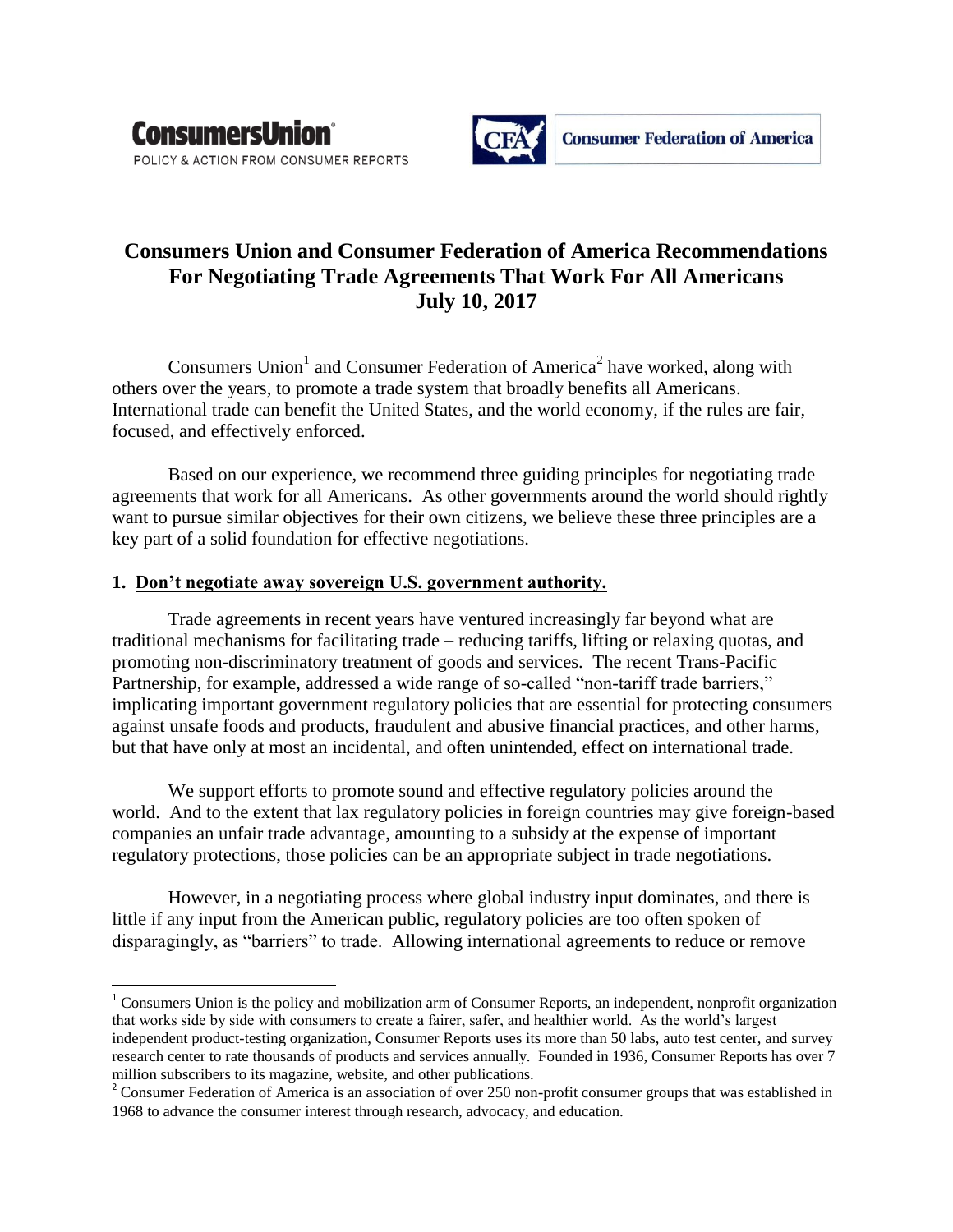ConsumersUnion
POLICY & ACTION FROM CONSUMER REPORTS

Consumer Federation of America

# Consumers Union and Consumer Federation of America Recommendations For Negotiating Trade Agreements That Work For All Americans
## July 10, 2017

Consumers Union[1] and Consumer Federation of America[2] have worked, along with others over the years, to promote a trade system that broadly benefits all Americans. International trade can benefit the United States, and the world economy, if the rules are fair, focused, and effectively enforced.

Based on our experience, we recommend three guiding principles for negotiating trade agreements that work for all Americans. As other governments around the world should rightly want to pursue similar objectives for their own citizens, we believe these three principles are a key part of a solid foundation for effective negotiations.

### 1. Don't negotiate away sovereign U.S. government authority.

Trade agreements in recent years have ventured increasingly far beyond what are traditional mechanisms for facilitating trade – reducing tariffs, lifting or relaxing quotas, and promoting non-discriminatory treatment of goods and services. The recent Trans-Pacific Partnership, for example, addressed a wide range of so-called "non-tariff trade barriers," implicating important government regulatory policies that are essential for protecting consumers against unsafe foods and products, fraudulent and abusive financial practices, and other harms, but that have only at most an incidental, and often unintended, effect on international trade.

We support efforts to promote sound and effective regulatory policies around the world. And to the extent that lax regulatory policies in foreign countries may give foreign-based companies an unfair trade advantage, amounting to a subsidy at the expense of important regulatory protections, those policies can be an appropriate subject in trade negotiations.

However, in a negotiating process where global industry input dominates, and there is little if any input from the American public, regulatory policies are too often spoken of disparagingly, as "barriers" to trade. Allowing international agreements to reduce or remove

---

[1] Consumers Union is the policy and mobilization arm of Consumer Reports, an independent, nonprofit organization that works side by side with consumers to create a fairer, safer, and healthier world. As the world's largest independent product-testing organization, Consumer Reports uses its more than 50 labs, auto test center, and survey research center to rate thousands of products and services annually. Founded in 1936, Consumer Reports has over 7 million subscribers to its magazine, website, and other publications.

[2] Consumer Federation of America is an association of over 250 non-profit consumer groups that was established in 1968 to advance the consumer interest through research, advocacy, and education.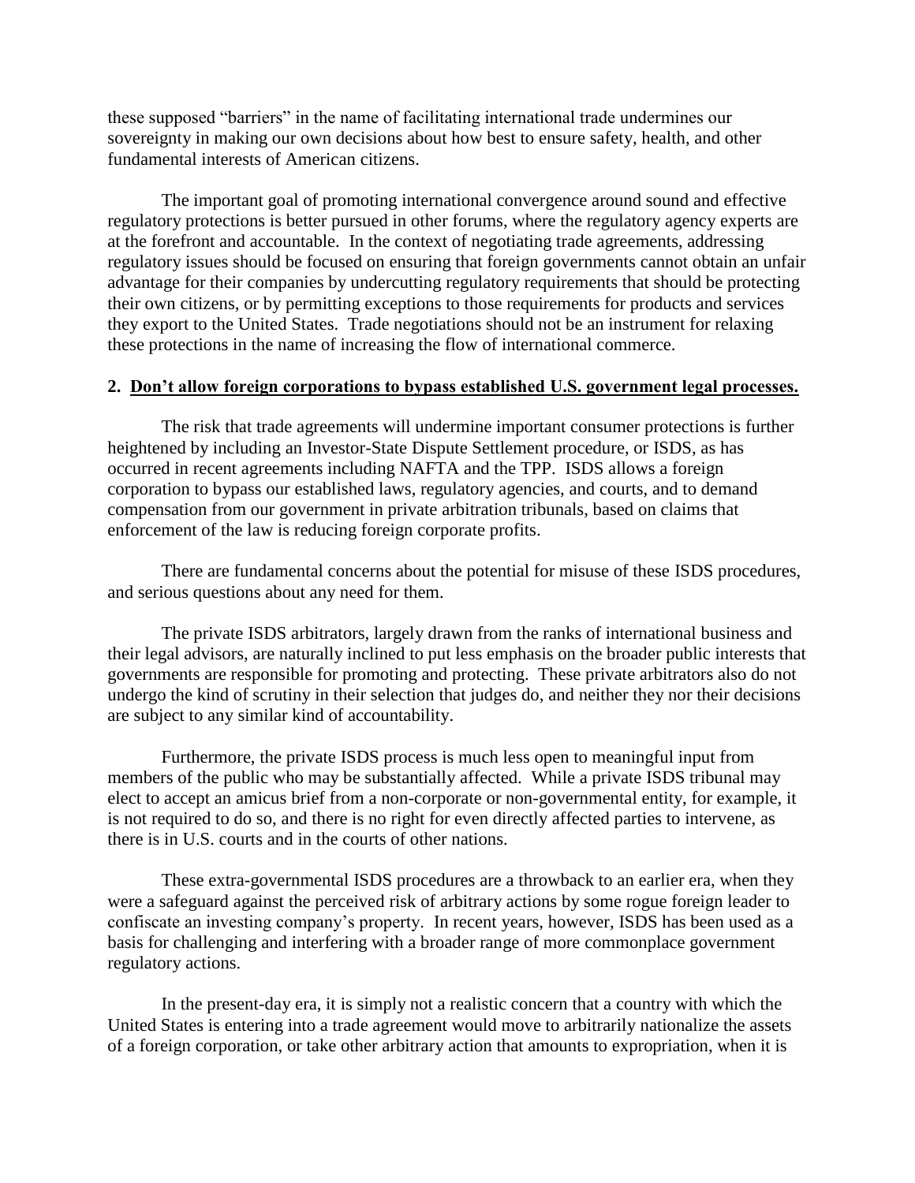these supposed "barriers" in the name of facilitating international trade undermines our sovereignty in making our own decisions about how best to ensure safety, health, and other fundamental interests of American citizens.

The important goal of promoting international convergence around sound and effective regulatory protections is better pursued in other forums, where the regulatory agency experts are at the forefront and accountable. In the context of negotiating trade agreements, addressing regulatory issues should be focused on ensuring that foreign governments cannot obtain an unfair advantage for their companies by undercutting regulatory requirements that should be protecting their own citizens, or by permitting exceptions to those requirements for products and services they export to the United States. Trade negotiations should not be an instrument for relaxing these protections in the name of increasing the flow of international commerce.

**2. <u>Don't allow foreign corporations to bypass established U.S. government legal processes.</u>**

The risk that trade agreements will undermine important consumer protections is further heightened by including an Investor-State Dispute Settlement procedure, or ISDS, as has occurred in recent agreements including NAFTA and the TPP. ISDS allows a foreign corporation to bypass our established laws, regulatory agencies, and courts, and to demand compensation from our government in private arbitration tribunals, based on claims that enforcement of the law is reducing foreign corporate profits.

There are fundamental concerns about the potential for misuse of these ISDS procedures, and serious questions about any need for them.

The private ISDS arbitrators, largely drawn from the ranks of international business and their legal advisors, are naturally inclined to put less emphasis on the broader public interests that governments are responsible for promoting and protecting. These private arbitrators also do not undergo the kind of scrutiny in their selection that judges do, and neither they nor their decisions are subject to any similar kind of accountability.

Furthermore, the private ISDS process is much less open to meaningful input from members of the public who may be substantially affected. While a private ISDS tribunal may elect to accept an amicus brief from a non-corporate or non-governmental entity, for example, it is not required to do so, and there is no right for even directly affected parties to intervene, as there is in U.S. courts and in the courts of other nations.

These extra-governmental ISDS procedures are a throwback to an earlier era, when they were a safeguard against the perceived risk of arbitrary actions by some rogue foreign leader to confiscate an investing company's property. In recent years, however, ISDS has been used as a basis for challenging and interfering with a broader range of more commonplace government regulatory actions.

In the present-day era, it is simply not a realistic concern that a country with which the United States is entering into a trade agreement would move to arbitrarily nationalize the assets of a foreign corporation, or take other arbitrary action that amounts to expropriation, when it is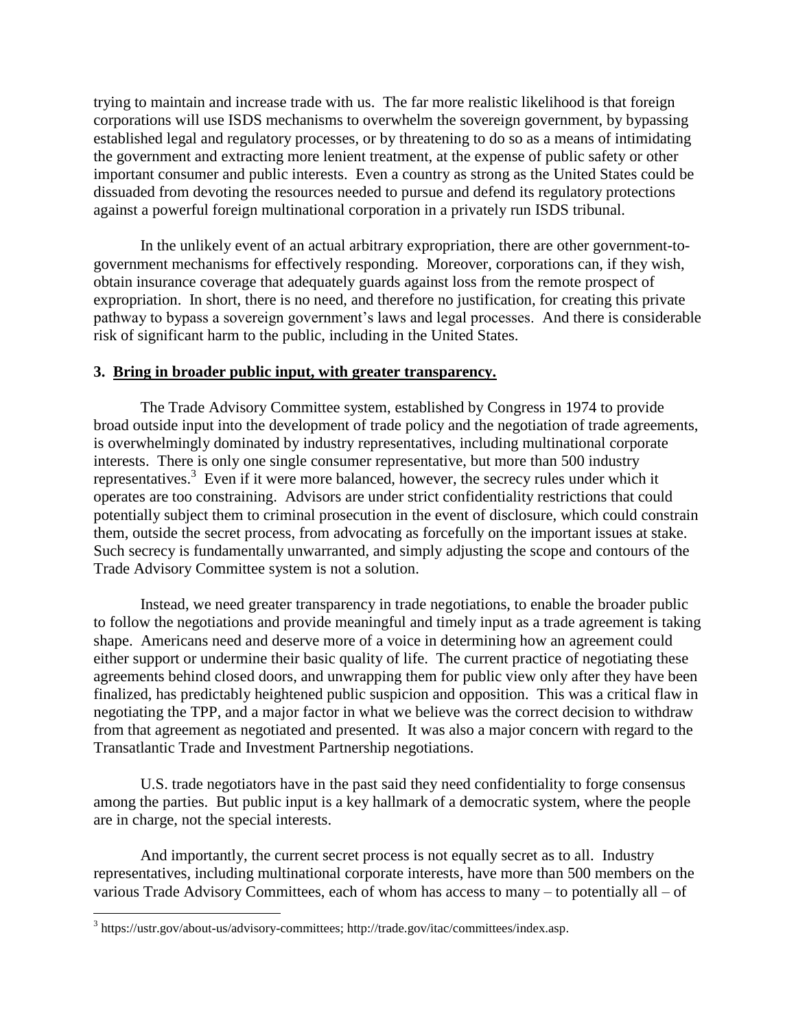trying to maintain and increase trade with us. The far more realistic likelihood is that foreign corporations will use ISDS mechanisms to overwhelm the sovereign government, by bypassing established legal and regulatory processes, or by threatening to do so as a means of intimidating the government and extracting more lenient treatment, at the expense of public safety or other important consumer and public interests. Even a country as strong as the United States could be dissuaded from devoting the resources needed to pursue and defend its regulatory protections against a powerful foreign multinational corporation in a privately run ISDS tribunal.

In the unlikely event of an actual arbitrary expropriation, there are other government-to-government mechanisms for effectively responding. Moreover, corporations can, if they wish, obtain insurance coverage that adequately guards against loss from the remote prospect of expropriation. In short, there is no need, and therefore no justification, for creating this private pathway to bypass a sovereign government's laws and legal processes. And there is considerable risk of significant harm to the public, including in the United States.

### 3. Bring in broader public input, with greater transparency.

The Trade Advisory Committee system, established by Congress in 1974 to provide broad outside input into the development of trade policy and the negotiation of trade agreements, is overwhelmingly dominated by industry representatives, including multinational corporate interests. There is only one single consumer representative, but more than 500 industry representatives.[3] Even if it were more balanced, however, the secrecy rules under which it operates are too constraining. Advisors are under strict confidentiality restrictions that could potentially subject them to criminal prosecution in the event of disclosure, which could constrain them, outside the secret process, from advocating as forcefully on the important issues at stake. Such secrecy is fundamentally unwarranted, and simply adjusting the scope and contours of the Trade Advisory Committee system is not a solution.

Instead, we need greater transparency in trade negotiations, to enable the broader public to follow the negotiations and provide meaningful and timely input as a trade agreement is taking shape. Americans need and deserve more of a voice in determining how an agreement could either support or undermine their basic quality of life. The current practice of negotiating these agreements behind closed doors, and unwrapping them for public view only after they have been finalized, has predictably heightened public suspicion and opposition. This was a critical flaw in negotiating the TPP, and a major factor in what we believe was the correct decision to withdraw from that agreement as negotiated and presented. It was also a major concern with regard to the Transatlantic Trade and Investment Partnership negotiations.

U.S. trade negotiators have in the past said they need confidentiality to forge consensus among the parties. But public input is a key hallmark of a democratic system, where the people are in charge, not the special interests.

And importantly, the current secret process is not equally secret as to all. Industry representatives, including multinational corporate interests, have more than 500 members on the various Trade Advisory Committees, each of whom has access to many – to potentially all – of

---

[3] https://ustr.gov/about-us/advisory-committees; http://trade.gov/itac/committees/index.asp.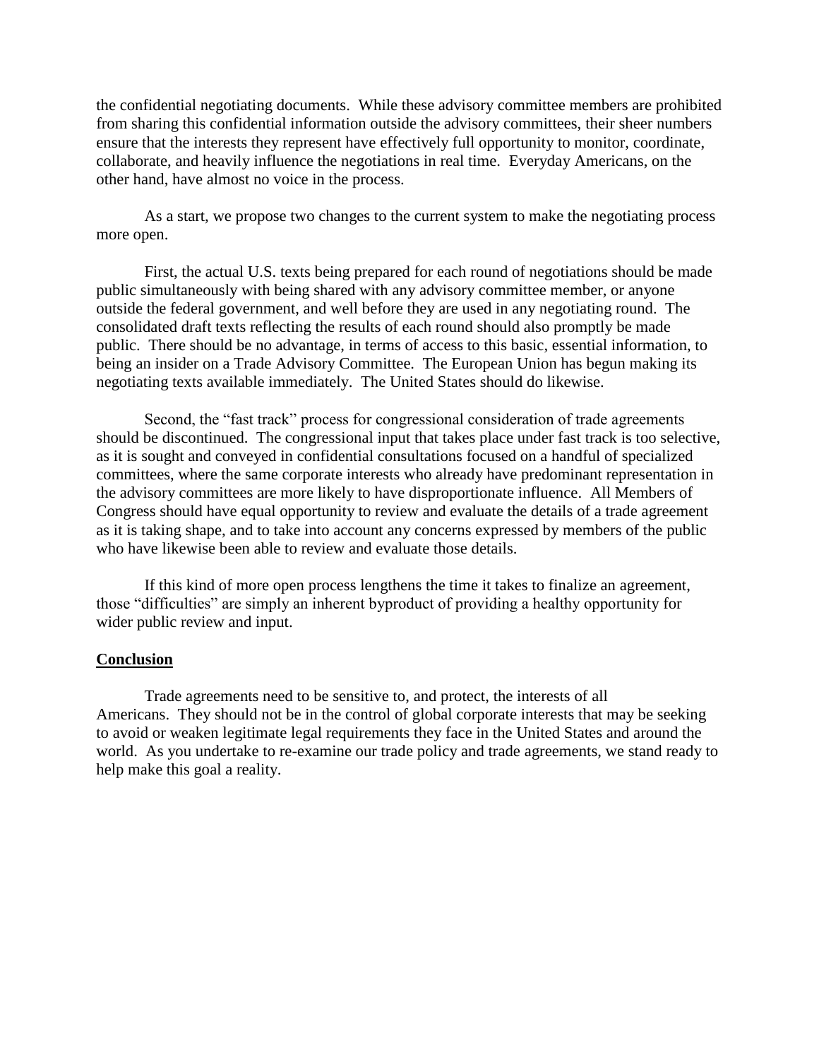the confidential negotiating documents. While these advisory committee members are prohibited from sharing this confidential information outside the advisory committees, their sheer numbers ensure that the interests they represent have effectively full opportunity to monitor, coordinate, collaborate, and heavily influence the negotiations in real time. Everyday Americans, on the other hand, have almost no voice in the process.

As a start, we propose two changes to the current system to make the negotiating process more open.

First, the actual U.S. texts being prepared for each round of negotiations should be made public simultaneously with being shared with any advisory committee member, or anyone outside the federal government, and well before they are used in any negotiating round. The consolidated draft texts reflecting the results of each round should also promptly be made public. There should be no advantage, in terms of access to this basic, essential information, to being an insider on a Trade Advisory Committee. The European Union has begun making its negotiating texts available immediately. The United States should do likewise.

Second, the "fast track" process for congressional consideration of trade agreements should be discontinued. The congressional input that takes place under fast track is too selective, as it is sought and conveyed in confidential consultations focused on a handful of specialized committees, where the same corporate interests who already have predominant representation in the advisory committees are more likely to have disproportionate influence. All Members of Congress should have equal opportunity to review and evaluate the details of a trade agreement as it is taking shape, and to take into account any concerns expressed by members of the public who have likewise been able to review and evaluate those details.

If this kind of more open process lengthens the time it takes to finalize an agreement, those "difficulties" are simply an inherent byproduct of providing a healthy opportunity for wider public review and input.

## Conclusion

Trade agreements need to be sensitive to, and protect, the interests of all Americans. They should not be in the control of global corporate interests that may be seeking to avoid or weaken legitimate legal requirements they face in the United States and around the world. As you undertake to re-examine our trade policy and trade agreements, we stand ready to help make this goal a reality.